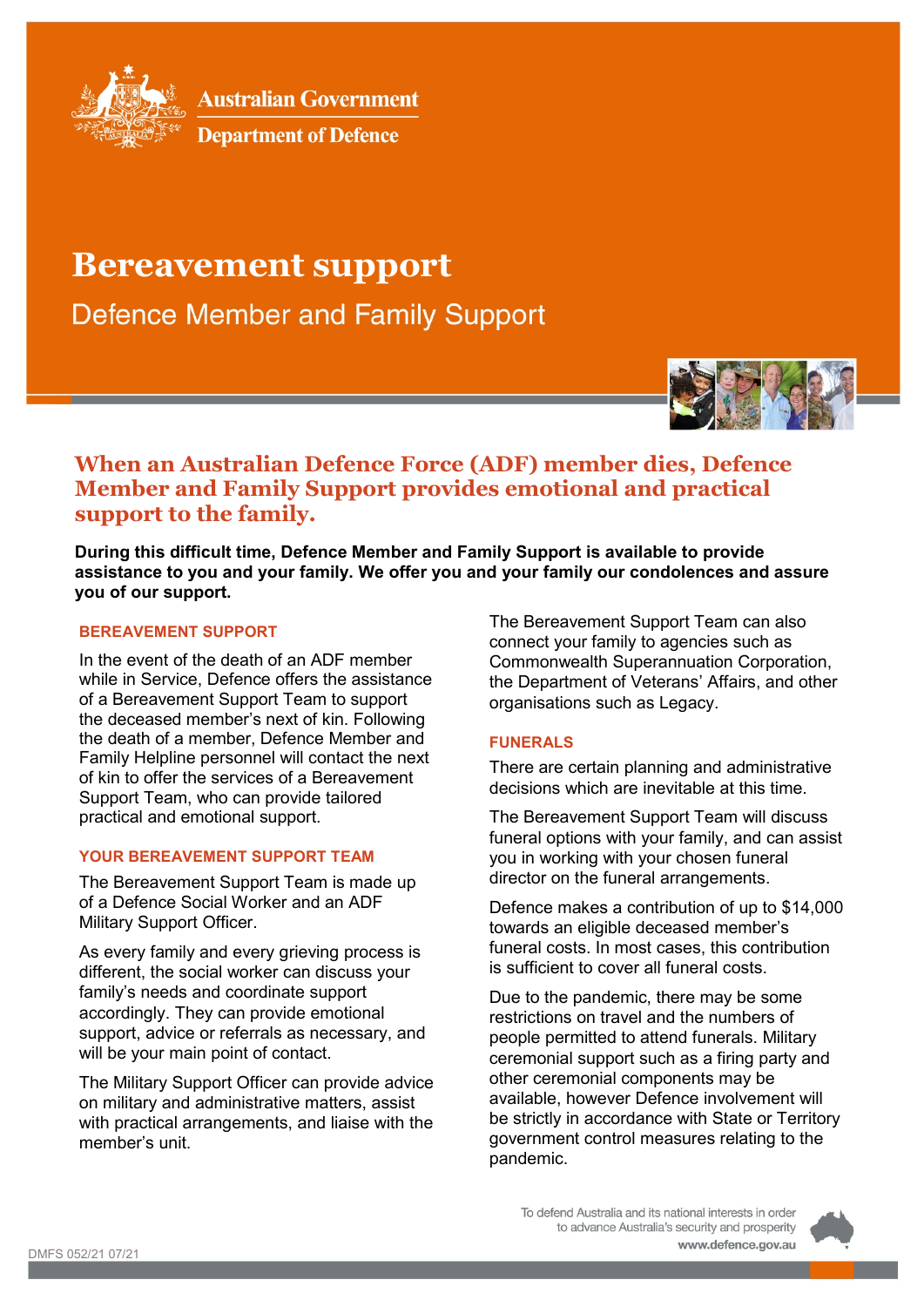Australian Government
Department of Defence

# Bereavement support

Defence Member and Family Support

## When an Australian Defence Force (ADF) member dies, Defence Member and Family Support provides emotional and practical support to the family.

**During this difficult time, Defence Member and Family Support is available to provide assistance to you and your family. We offer you and your family our condolences and assure you of our support.**

### BEREAVEMENT SUPPORT

In the event of the death of an ADF member while in Service, Defence offers the assistance of a Bereavement Support Team to support the deceased member's next of kin. Following the death of a member, Defence Member and Family Helpline personnel will contact the next of kin to offer the services of a Bereavement Support Team, who can provide tailored practical and emotional support.

### YOUR BEREAVEMENT SUPPORT TEAM

The Bereavement Support Team is made up of a Defence Social Worker and an ADF Military Support Officer.

As every family and every grieving process is different, the social worker can discuss your family's needs and coordinate support accordingly. They can provide emotional support, advice or referrals as necessary, and will be your main point of contact.

The Military Support Officer can provide advice on military and administrative matters, assist with practical arrangements, and liaise with the member's unit.

The Bereavement Support Team can also connect your family to agencies such as Commonwealth Superannuation Corporation, the Department of Veterans' Affairs, and other organisations such as Legacy.

### FUNERALS

There are certain planning and administrative decisions which are inevitable at this time.

The Bereavement Support Team will discuss funeral options with your family, and can assist you in working with your chosen funeral director on the funeral arrangements.

Defence makes a contribution of up to $14,000 towards an eligible deceased member's funeral costs. In most cases, this contribution is sufficient to cover all funeral costs.

Due to the pandemic, there may be some restrictions on travel and the numbers of people permitted to attend funerals. Military ceremonial support such as a firing party and other ceremonial components may be available, however Defence involvement will be strictly in accordance with State or Territory government control measures relating to the pandemic.

To defend Australia and its national interests in order to advance Australia's security and prosperity
www.defence.gov.au

DMFS 052/21 07/21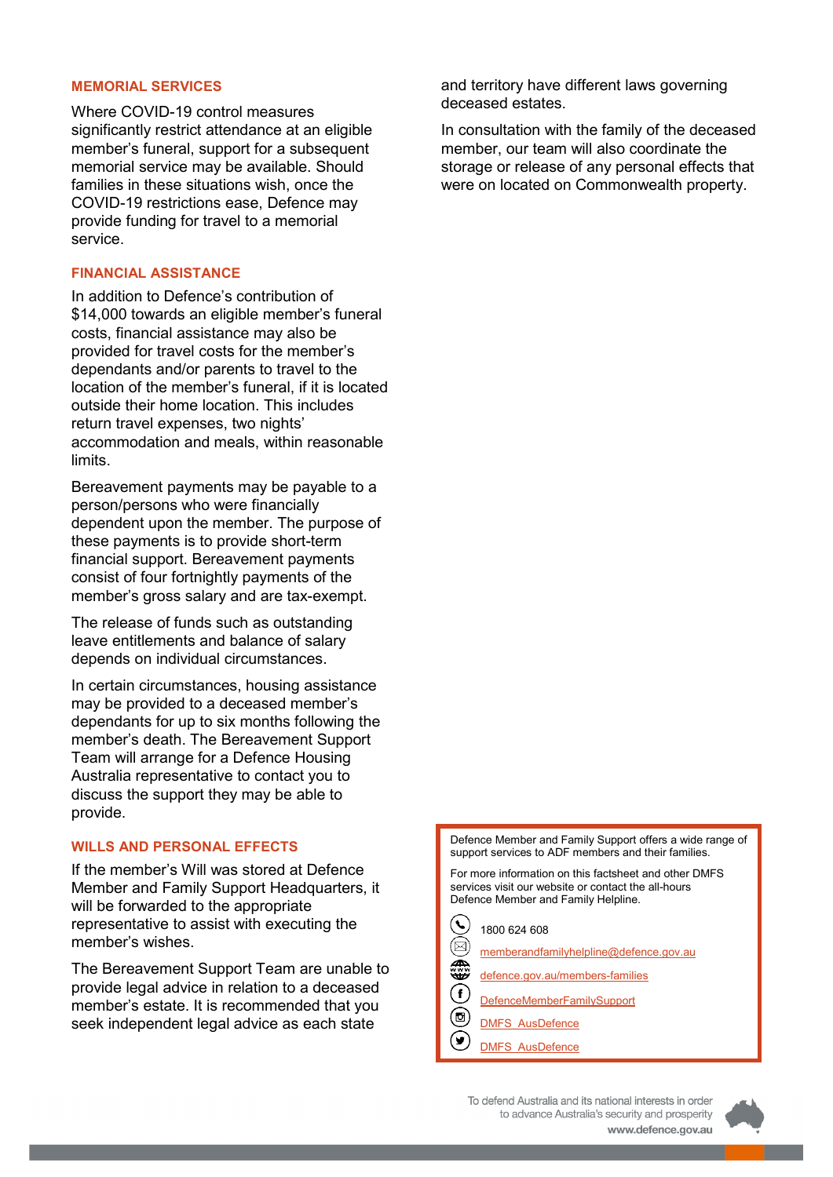## MEMORIAL SERVICES

Where COVID-19 control measures significantly restrict attendance at an eligible member's funeral, support for a subsequent memorial service may be available. Should families in these situations wish, once the COVID-19 restrictions ease, Defence may provide funding for travel to a memorial service.

## FINANCIAL ASSISTANCE

In addition to Defence's contribution of $14,000 towards an eligible member's funeral costs, financial assistance may also be provided for travel costs for the member's dependants and/or parents to travel to the location of the member's funeral, if it is located outside their home location. This includes return travel expenses, two nights' accommodation and meals, within reasonable limits.

Bereavement payments may be payable to a person/persons who were financially dependent upon the member. The purpose of these payments is to provide short-term financial support. Bereavement payments consist of four fortnightly payments of the member's gross salary and are tax-exempt.

The release of funds such as outstanding leave entitlements and balance of salary depends on individual circumstances.

In certain circumstances, housing assistance may be provided to a deceased member's dependants for up to six months following the member's death. The Bereavement Support Team will arrange for a Defence Housing Australia representative to contact you to discuss the support they may be able to provide.

## WILLS AND PERSONAL EFFECTS

If the member's Will was stored at Defence Member and Family Support Headquarters, it will be forwarded to the appropriate representative to assist with executing the member's wishes.

The Bereavement Support Team are unable to provide legal advice in relation to a deceased member's estate. It is recommended that you seek independent legal advice as each state and territory have different laws governing deceased estates.

In consultation with the family of the deceased member, our team will also coordinate the storage or release of any personal effects that were on located on Commonwealth property.

---

Defence Member and Family Support offers a wide range of support services to ADF members and their families.

For more information on this factsheet and other DMFS services visit our website or contact the all-hours Defence Member and Family Helpline.

- 1800 624 608
- memberandfamilyhelpline@defence.gov.au
- defence.gov.au/members-families
- DefenceMemberFamilySupport
- DMFS_AusDefence
- DMFS_AusDefence

To defend Australia and its national interests in order to advance Australia's security and prosperity

www.defence.gov.au